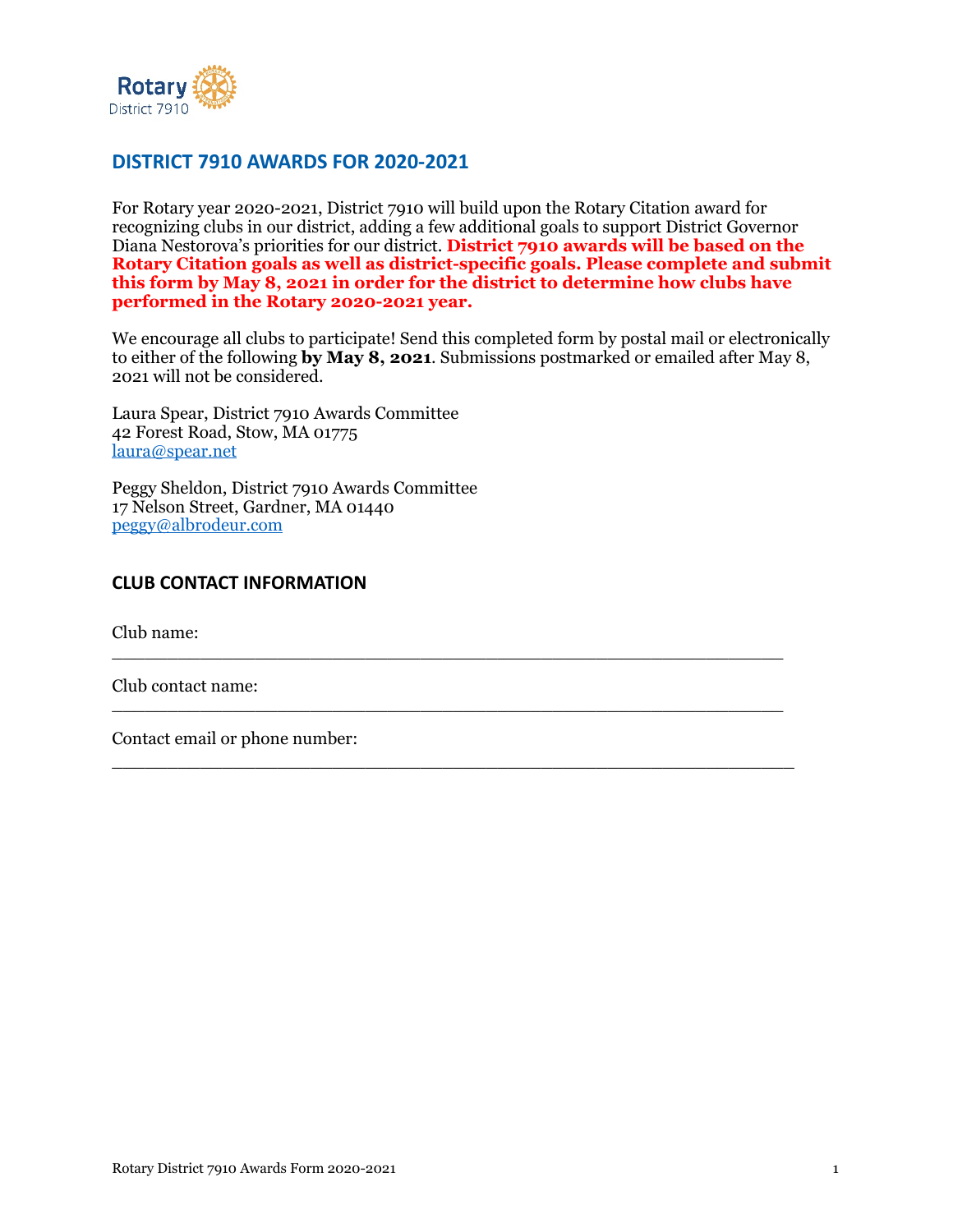Rotary
District 7910

## DISTRICT 7910 AWARDS FOR 2020-2021

For Rotary year 2020-2021, District 7910 will build upon the Rotary Citation award for recognizing clubs in our district, adding a few additional goals to support District Governor Diana Nestorova's priorities for our district. **District 7910 awards will be based on the Rotary Citation goals as well as district-specific goals. Please complete and submit this form by May 8, 2021 in order for the district to determine how clubs have performed in the Rotary 2020-2021 year.**

We encourage all clubs to participate! Send this completed form by postal mail or electronically to either of the following **by May 8, 2021**. Submissions postmarked or emailed after May 8, 2021 will not be considered.

Laura Spear, District 7910 Awards Committee
42 Forest Road, Stow, MA 01775
laura@spear.net

Peggy Sheldon, District 7910 Awards Committee
17 Nelson Street, Gardner, MA 01440
peggy@albrodeur.com

### CLUB CONTACT INFORMATION

Club name:
_______________________________________________________________

Club contact name:
_______________________________________________________________

Contact email or phone number:
_______________________________________________________________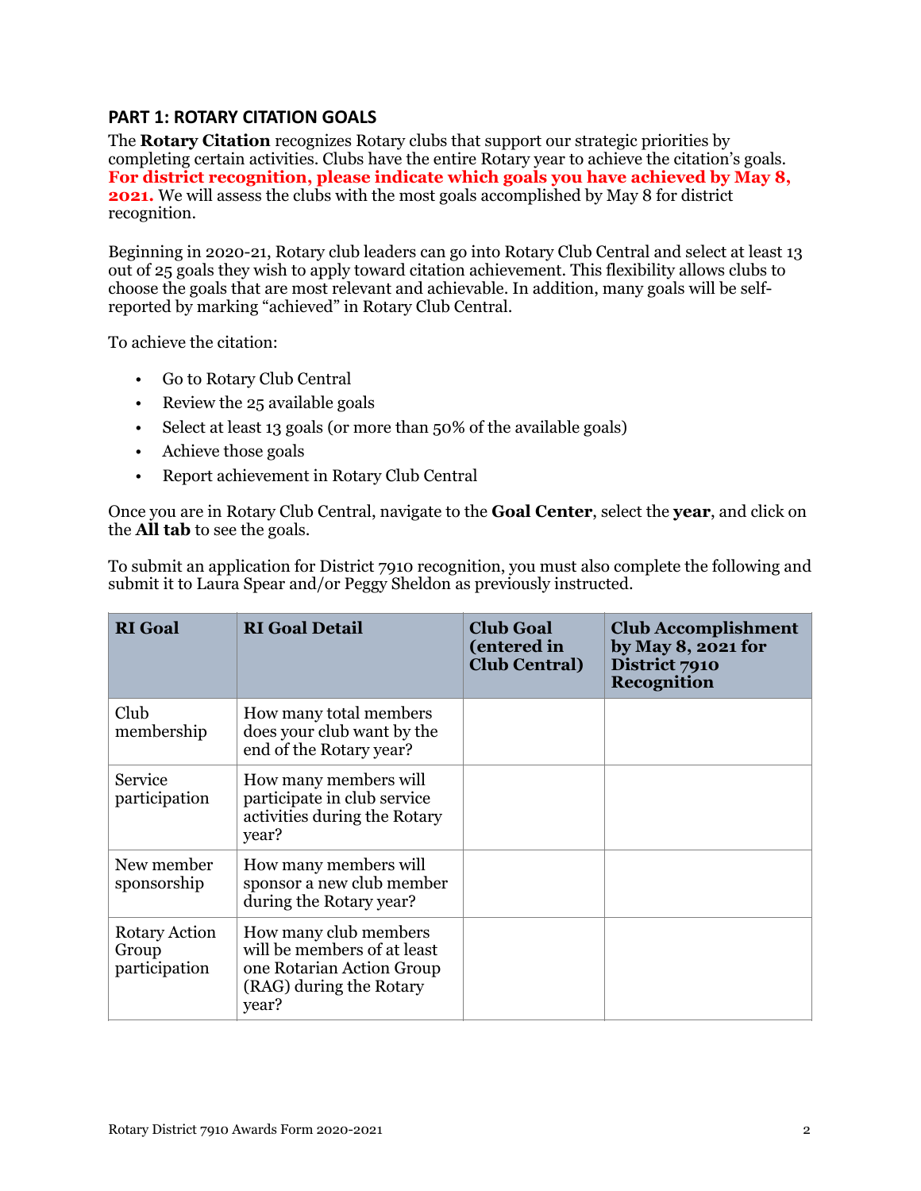## PART 1: ROTARY CITATION GOALS

The **Rotary Citation** recognizes Rotary clubs that support our strategic priorities by completing certain activities. Clubs have the entire Rotary year to achieve the citation's goals. **For district recognition, please indicate which goals you have achieved by May 8, 2021.** We will assess the clubs with the most goals accomplished by May 8 for district recognition.

Beginning in 2020-21, Rotary club leaders can go into Rotary Club Central and select at least 13 out of 25 goals they wish to apply toward citation achievement. This flexibility allows clubs to choose the goals that are most relevant and achievable. In addition, many goals will be self-reported by marking "achieved" in Rotary Club Central.

To achieve the citation:

- Go to Rotary Club Central
- Review the 25 available goals
- Select at least 13 goals (or more than 50% of the available goals)
- Achieve those goals
- Report achievement in Rotary Club Central

Once you are in Rotary Club Central, navigate to the **Goal Center**, select the **year**, and click on the **All tab** to see the goals.

To submit an application for District 7910 recognition, you must also complete the following and submit it to Laura Spear and/or Peggy Sheldon as previously instructed.

| RI Goal | RI Goal Detail | Club Goal (entered in Club Central) | Club Accomplishment by May 8, 2021 for District 7910 Recognition |
|---|---|---|---|
| Club membership | How many total members does your club want by the end of the Rotary year? | | |
| Service participation | How many members will participate in club service activities during the Rotary year? | | |
| New member sponsorship | How many members will sponsor a new club member during the Rotary year? | | |
| Rotary Action Group participation | How many club members will be members of at least one Rotarian Action Group (RAG) during the Rotary year? | | |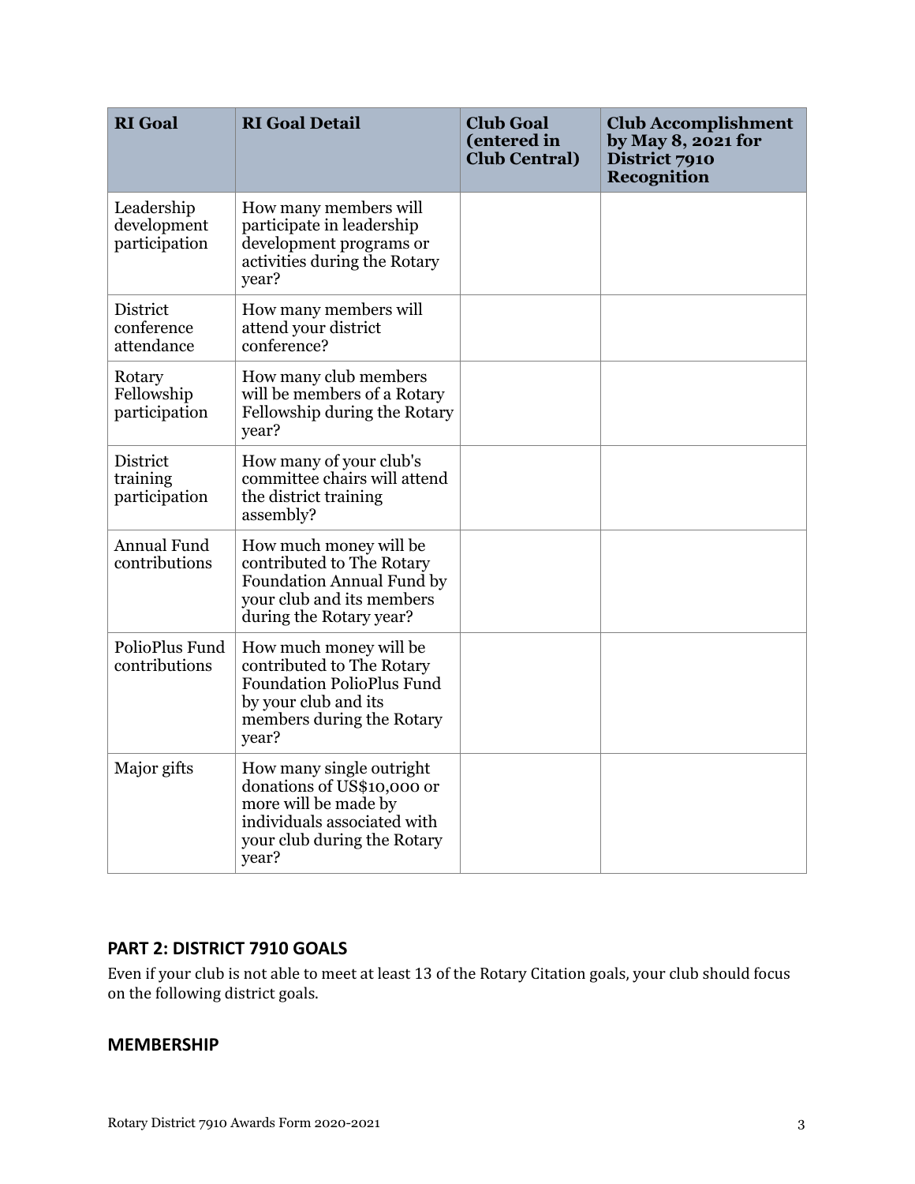| RI Goal | RI Goal Detail | Club Goal (entered in Club Central) | Club Accomplishment by May 8, 2021 for District 7910 Recognition |
|---|---|---|---|
| Leadership development participation | How many members will participate in leadership development programs or activities during the Rotary year? | | |
| District conference attendance | How many members will attend your district conference? | | |
| Rotary Fellowship participation | How many club members will be members of a Rotary Fellowship during the Rotary year? | | |
| District training participation | How many of your club's committee chairs will attend the district training assembly? | | |
| Annual Fund contributions | How much money will be contributed to The Rotary Foundation Annual Fund by your club and its members during the Rotary year? | | |
| PolioPlus Fund contributions | How much money will be contributed to The Rotary Foundation PolioPlus Fund by your club and its members during the Rotary year? | | |
| Major gifts | How many single outright donations of US$10,000 or more will be made by individuals associated with your club during the Rotary year? | | |

## PART 2: DISTRICT 7910 GOALS

Even if your club is not able to meet at least 13 of the Rotary Citation goals, your club should focus on the following district goals.

### MEMBERSHIP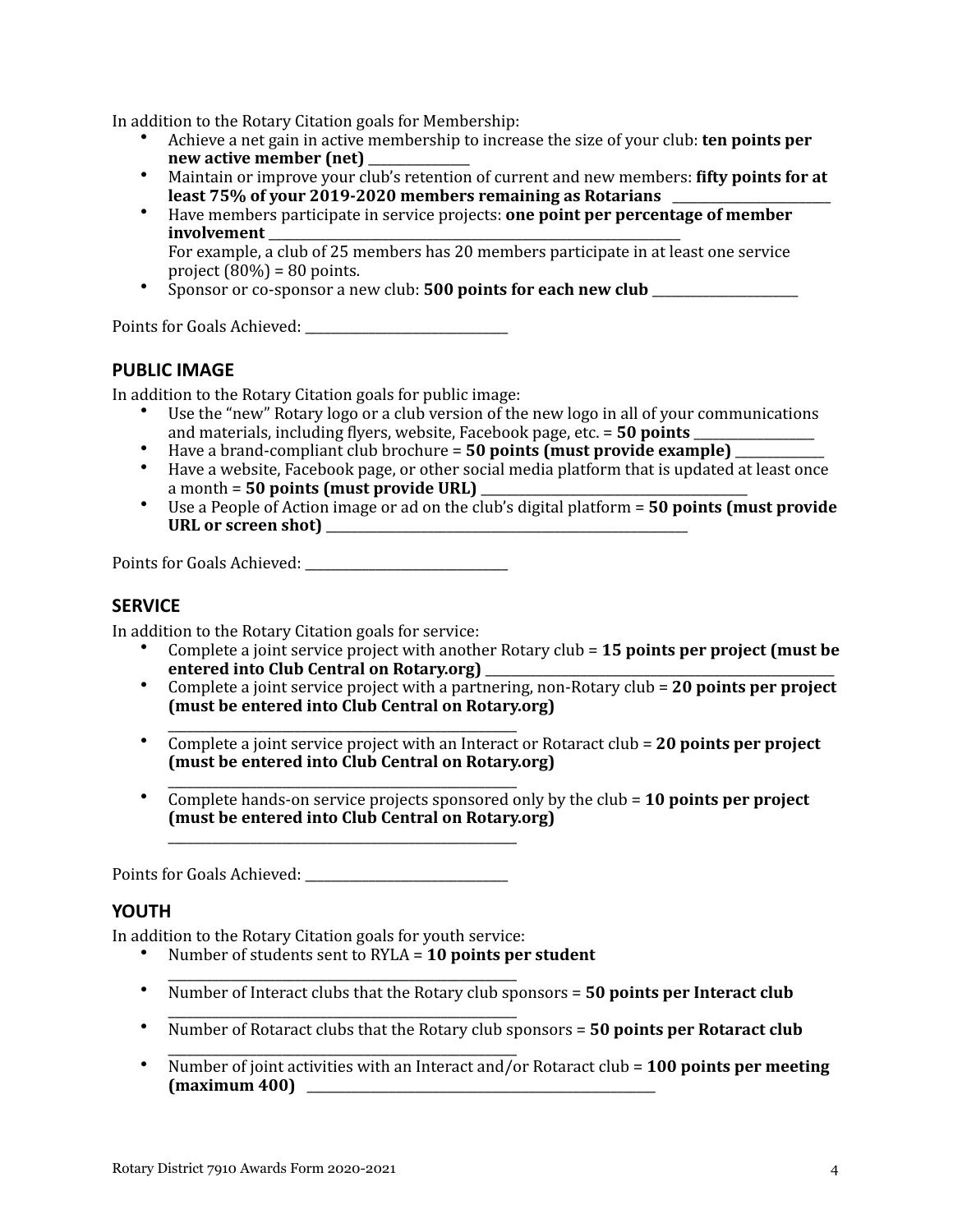In addition to the Rotary Citation goals for Membership:

- Achieve a net gain in active membership to increase the size of your club: **ten points per new active member (net)** _______________
- Maintain or improve your club's retention of current and new members: **fifty points for at least 75% of your 2019-2020 members remaining as Rotarians** _______________________
- Have members participate in service projects: **one point per percentage of member involvement** _______________________________________________________________
  For example, a club of 25 members has 20 members participate in at least one service project (80%) = 80 points.
- Sponsor or co-sponsor a new club: **500 points for each new club** _____________________

Points for Goals Achieved: _____________________________

## PUBLIC IMAGE

In addition to the Rotary Citation goals for public image:

- Use the "new" Rotary logo or a club version of the new logo in all of your communications and materials, including flyers, website, Facebook page, etc. = **50 points** _________________
- Have a brand-compliant club brochure = **50 points (must provide example)** _____________
- Have a website, Facebook page, or other social media platform that is updated at least once a month = **50 points (must provide URL)** _______________________________________
- Use a People of Action image or ad on the club's digital platform = **50 points (must provide URL or screen shot)** _________________________________________________________

Points for Goals Achieved: _____________________________

## SERVICE

In addition to the Rotary Citation goals for service:

- Complete a joint service project with another Rotary club = **15 points per project (must be entered into Club Central on Rotary.org)** ___________________________________________________
- Complete a joint service project with a partnering, non-Rotary club = **20 points per project (must be entered into Club Central on Rotary.org)**
  ___________________________________________________
- Complete a joint service project with an Interact or Rotaract club = **20 points per project (must be entered into Club Central on Rotary.org)**
  ___________________________________________________
- Complete hands-on service projects sponsored only by the club = **10 points per project (must be entered into Club Central on Rotary.org)**
  ___________________________________________________

Points for Goals Achieved: _____________________________

## YOUTH

In addition to the Rotary Citation goals for youth service:

- Number of students sent to RYLA = **10 points per student**
  ___________________________________________________
- Number of Interact clubs that the Rotary club sponsors = **50 points per Interact club**
  ___________________________________________________
- Number of Rotaract clubs that the Rotary club sponsors = **50 points per Rotaract club**
  ___________________________________________________
- Number of joint activities with an Interact and/or Rotaract club = **100 points per meeting (maximum 400)** __________________________________________________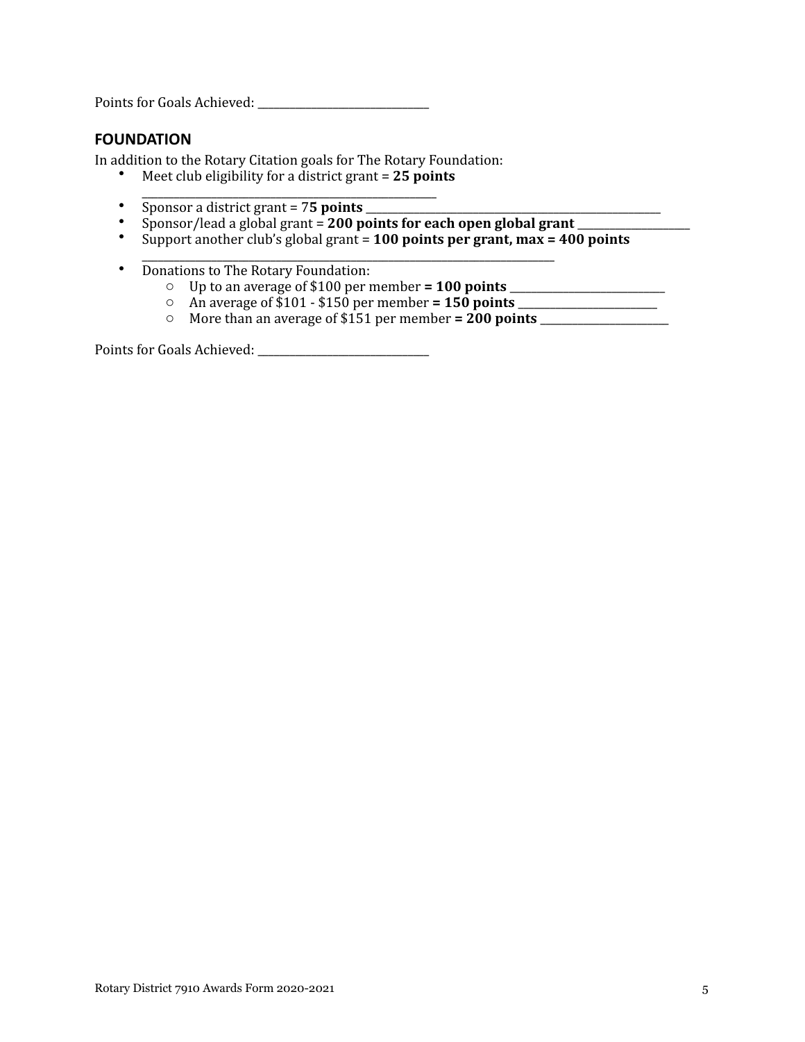Points for Goals Achieved: ______________________________

## FOUNDATION

In addition to the Rotary Citation goals for The Rotary Foundation:

- Meet club eligibility for a district grant = **25 points** ____________________________________________________
- Sponsor a district grant = 7**5 points** _____________________________________________________
- Sponsor/lead a global grant = **200 points for each open global grant** ____________________
- Support another club's global grant = **100 points per grant, max = 400 points** ___________________________________________________________________________
- Donations to The Rotary Foundation:
    - Up to an average of $100 per member **= 100 points** ___________________________
    - An average of $101 - $150 per member **= 150 points** _________________________
    - More than an average of $151 per member **= 200 points** ________________________

Points for Goals Achieved: ______________________________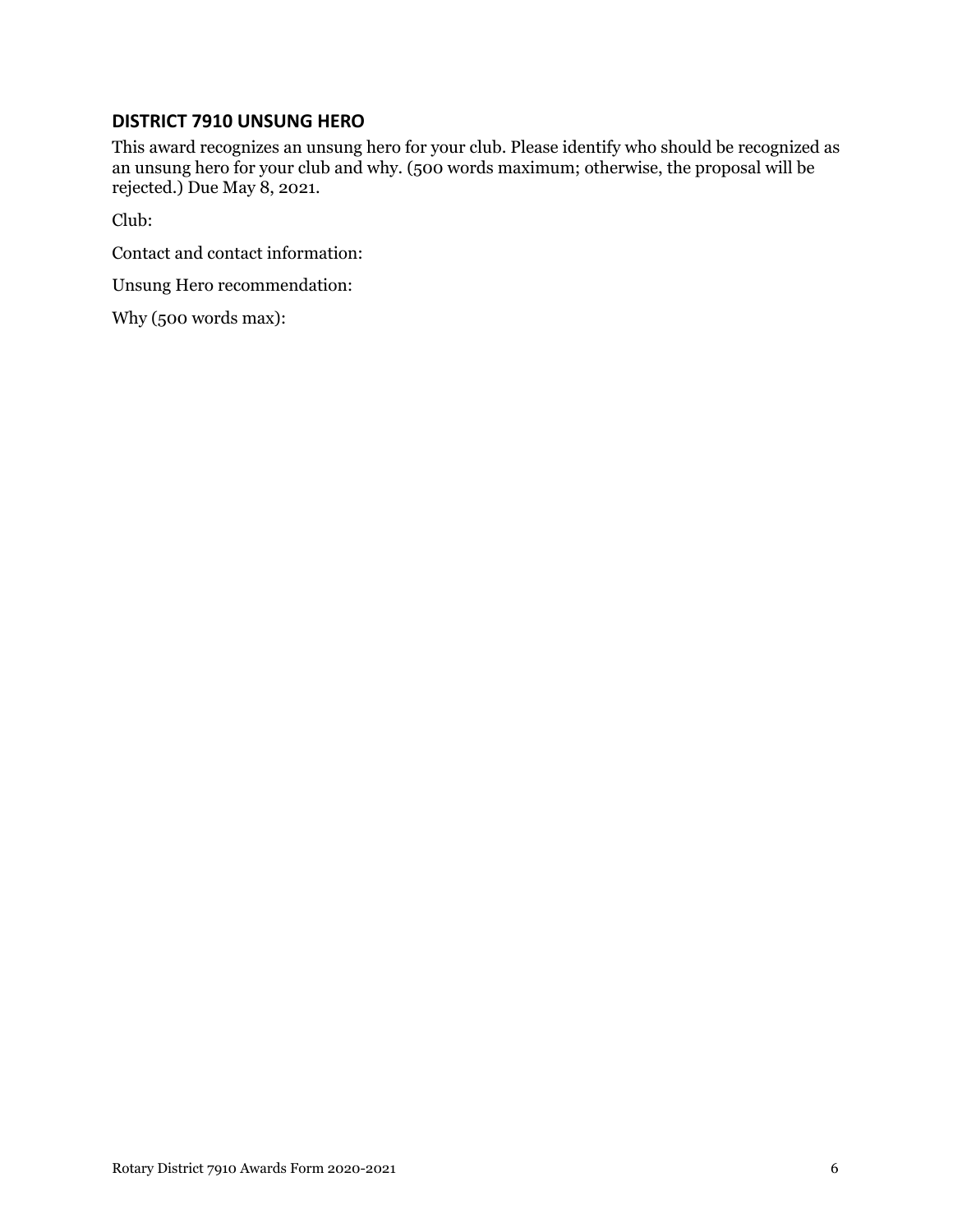### DISTRICT 7910 UNSUNG HERO

This award recognizes an unsung hero for your club. Please identify who should be recognized as an unsung hero for your club and why. (500 words maximum; otherwise, the proposal will be rejected.) Due May 8, 2021.

Club:

Contact and contact information:

Unsung Hero recommendation:

Why (500 words max):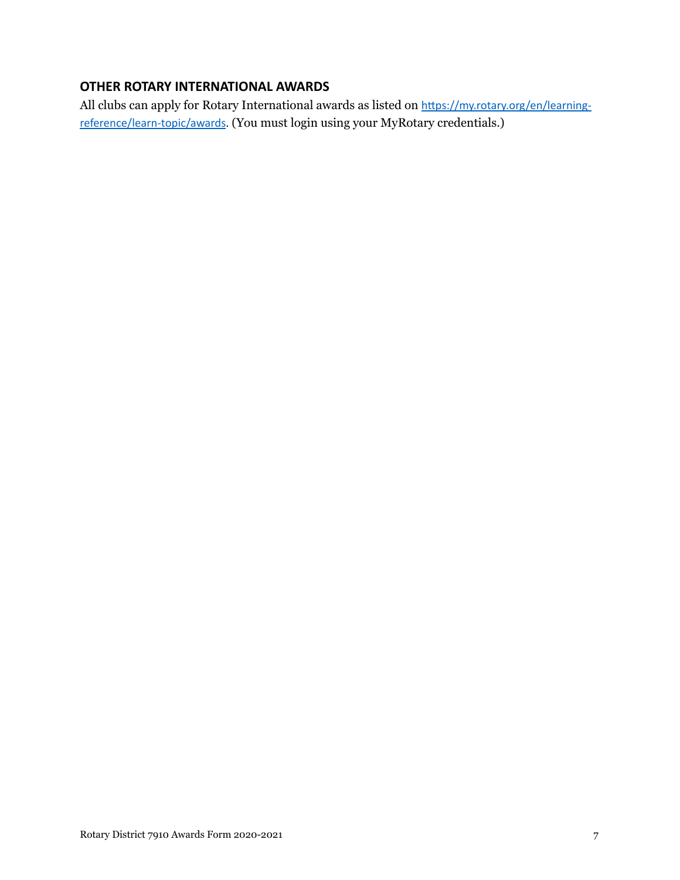## OTHER ROTARY INTERNATIONAL AWARDS

All clubs can apply for Rotary International awards as listed on https://my.rotary.org/en/learning-reference/learn-topic/awards. (You must login using your MyRotary credentials.)